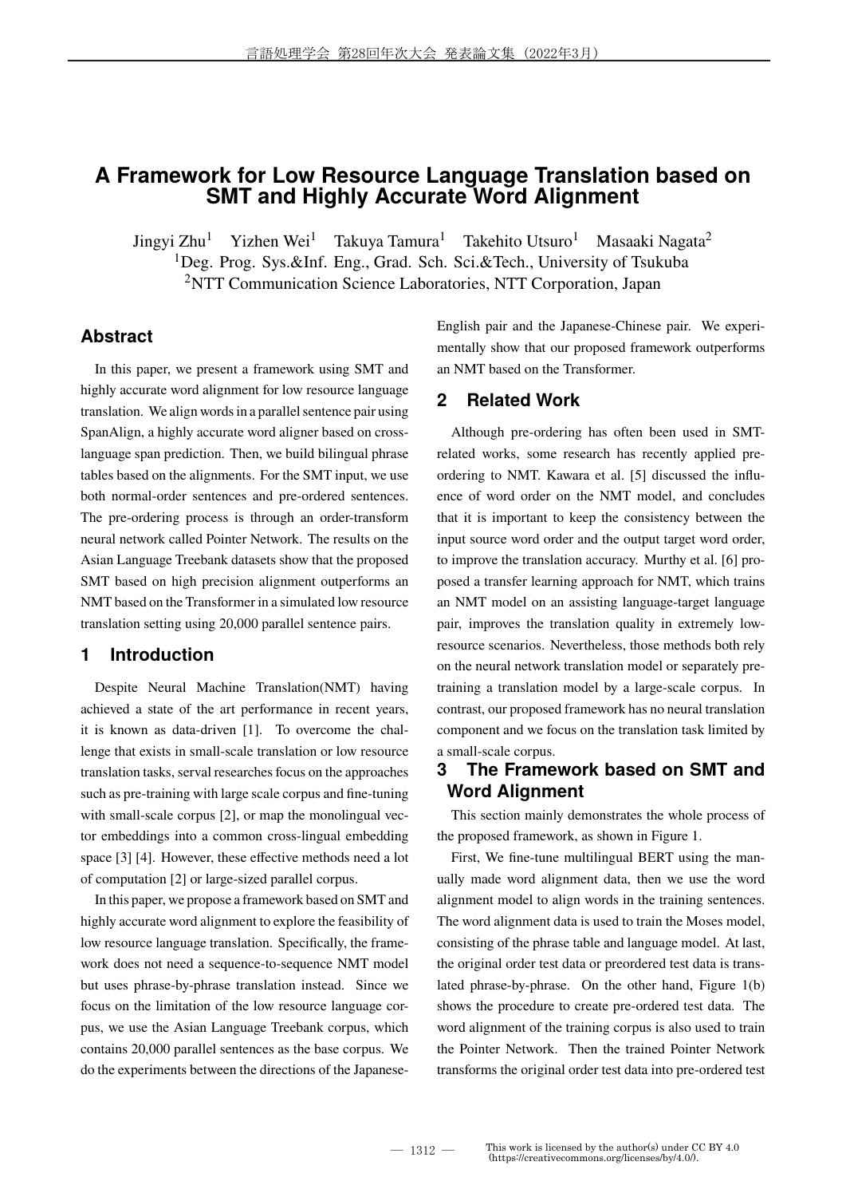# A Framework for Low Resource Language Translation based on SMT and Highly Accurate Word Alignment

Jingyi Zhu[1] Yizhen Wei[1] Takuya Tamura[1] Takehito Utsuro[1] Masaaki Nagata[2]

[1]Deg. Prog. Sys.&Inf. Eng., Grad. Sch. Sci.&Tech., University of Tsukuba

[2]NTT Communication Science Laboratories, NTT Corporation, Japan

## Abstract

In this paper, we present a framework using SMT and highly accurate word alignment for low resource language translation. We align words in a parallel sentence pair using SpanAlign, a highly accurate word aligner based on cross-language span prediction. Then, we build bilingual phrase tables based on the alignments. For the SMT input, we use both normal-order sentences and pre-ordered sentences. The pre-ordering process is through an order-transform neural network called Pointer Network. The results on the Asian Language Treebank datasets show that the proposed SMT based on high precision alignment outperforms an NMT based on the Transformer in a simulated low resource translation setting using 20,000 parallel sentence pairs.

## 1 Introduction

Despite Neural Machine Translation(NMT) having achieved a state of the art performance in recent years, it is known as data-driven [1]. To overcome the challenge that exists in small-scale translation or low resource translation tasks, serval researches focus on the approaches such as pre-training with large scale corpus and fine-tuning with small-scale corpus [2], or map the monolingual vector embeddings into a common cross-lingual embedding space [3] [4]. However, these effective methods need a lot of computation [2] or large-sized parallel corpus.

In this paper, we propose a framework based on SMT and highly accurate word alignment to explore the feasibility of low resource language translation. Specifically, the framework does not need a sequence-to-sequence NMT model but uses phrase-by-phrase translation instead. Since we focus on the limitation of the low resource language corpus, we use the Asian Language Treebank corpus, which contains 20,000 parallel sentences as the base corpus. We do the experiments between the directions of the Japanese-English pair and the Japanese-Chinese pair. We experimentally show that our proposed framework outperforms an NMT based on the Transformer.

## 2 Related Work

Although pre-ordering has often been used in SMT-related works, some research has recently applied pre-ordering to NMT. Kawara et al. [5] discussed the influence of word order on the NMT model, and concludes that it is important to keep the consistency between the input source word order and the output target word order, to improve the translation accuracy. Murthy et al. [6] proposed a transfer learning approach for NMT, which trains an NMT model on an assisting language-target language pair, improves the translation quality in extremely low-resource scenarios. Nevertheless, those methods both rely on the neural network translation model or separately pre-training a translation model by a large-scale corpus. In contrast, our proposed framework has no neural translation component and we focus on the translation task limited by a small-scale corpus.

## 3 The Framework based on SMT and Word Alignment

This section mainly demonstrates the whole process of the proposed framework, as shown in Figure 1.

First, We fine-tune multilingual BERT using the manually made word alignment data, then we use the word alignment model to align words in the training sentences. The word alignment data is used to train the Moses model, consisting of the phrase table and language model. At last, the original order test data or preordered test data is translated phrase-by-phrase. On the other hand, Figure 1(b) shows the procedure to create pre-ordered test data. The word alignment of the training corpus is also used to train the Pointer Network. Then the trained Pointer Network transforms the original order test data into pre-ordered test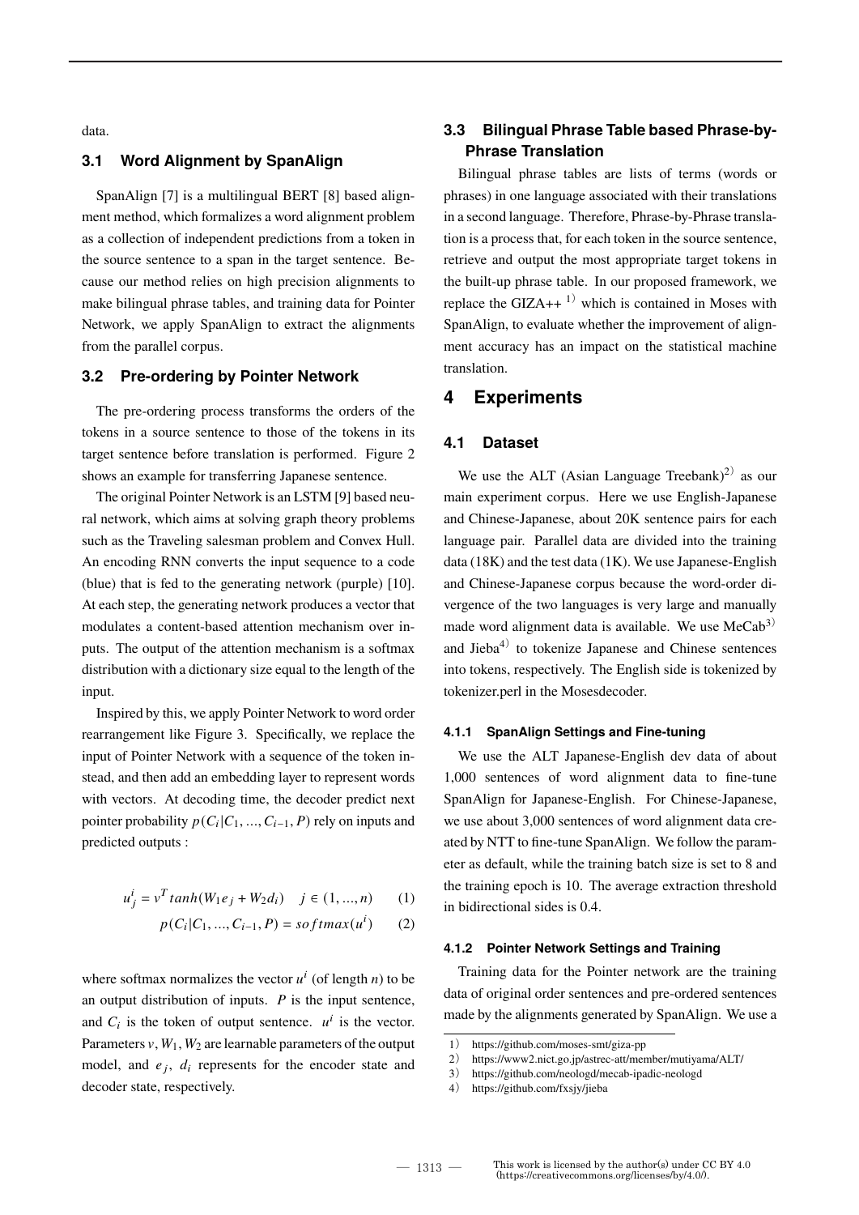data.

### 3.1 Word Alignment by SpanAlign

SpanAlign [7] is a multilingual BERT [8] based alignment method, which formalizes a word alignment problem as a collection of independent predictions from a token in the source sentence to a span in the target sentence. Because our method relies on high precision alignments to make bilingual phrase tables, and training data for Pointer Network, we apply SpanAlign to extract the alignments from the parallel corpus.

### 3.2 Pre-ordering by Pointer Network

The pre-ordering process transforms the orders of the tokens in a source sentence to those of the tokens in its target sentence before translation is performed. Figure 2 shows an example for transferring Japanese sentence.

The original Pointer Network is an LSTM [9] based neural network, which aims at solving graph theory problems such as the Traveling salesman problem and Convex Hull. An encoding RNN converts the input sequence to a code (blue) that is fed to the generating network (purple) [10]. At each step, the generating network produces a vector that modulates a content-based attention mechanism over inputs. The output of the attention mechanism is a softmax distribution with a dictionary size equal to the length of the input.

Inspired by this, we apply Pointer Network to word order rearrangement like Figure 3. Specifically, we replace the input of Pointer Network with a sequence of the token instead, and then add an embedding layer to represent words with vectors. At decoding time, the decoder predict next pointer probability $p(C_i|C_1, ..., C_{i-1}, P)$ rely on inputs and predicted outputs :

$$u_j^i = v^T tanh(W_1 e_j + W_2 d_i) \quad j \in (1, ..., n) \tag{1}$$

$$p(C_i|C_1, ..., C_{i-1}, P) = softmax(u^i) \tag{2}$$

where softmax normalizes the vector $u^i$ (of length $n$) to be an output distribution of inputs. $P$ is the input sentence, and $C_i$ is the token of output sentence. $u^i$ is the vector. Parameters $v, W_1, W_2$ are learnable parameters of the output model, and $e_j$, $d_i$ represents for the encoder state and decoder state, respectively.

### 3.3 Bilingual Phrase Table based Phrase-by-Phrase Translation

Bilingual phrase tables are lists of terms (words or phrases) in one language associated with their translations in a second language. Therefore, Phrase-by-Phrase translation is a process that, for each token in the source sentence, retrieve and output the most appropriate target tokens in the built-up phrase table. In our proposed framework, we replace the GIZA++ [1] which is contained in Moses with SpanAlign, to evaluate whether the improvement of alignment accuracy has an impact on the statistical machine translation.

## 4 Experiments

### 4.1 Dataset

We use the ALT (Asian Language Treebank)[2] as our main experiment corpus. Here we use English-Japanese and Chinese-Japanese, about 20K sentence pairs for each language pair. Parallel data are divided into the training data (18K) and the test data (1K). We use Japanese-English and Chinese-Japanese corpus because the word-order divergence of the two languages is very large and manually made word alignment data is available. We use MeCab[3] and Jieba[4] to tokenize Japanese and Chinese sentences into tokens, respectively. The English side is tokenized by tokenizer.perl in the Mosesdecoder.

#### 4.1.1 SpanAlign Settings and Fine-tuning

We use the ALT Japanese-English dev data of about 1,000 sentences of word alignment data to fine-tune SpanAlign for Japanese-English. For Chinese-Japanese, we use about 3,000 sentences of word alignment data created by NTT to fine-tune SpanAlign. We follow the parameter as default, while the training batch size is set to 8 and the training epoch is 10. The average extraction threshold in bidirectional sides is 0.4.

#### 4.1.2 Pointer Network Settings and Training

Training data for the Pointer network are the training data of original order sentences and pre-ordered sentences made by the alignments generated by SpanAlign. We use a

1) https://github.com/moses-smt/giza-pp
2) https://www2.nict.go.jp/astrec-att/member/mutiyama/ALT/
3) https://github.com/neologd/mecab-ipadic-neologd
4) https://github.com/fxsjy/jieba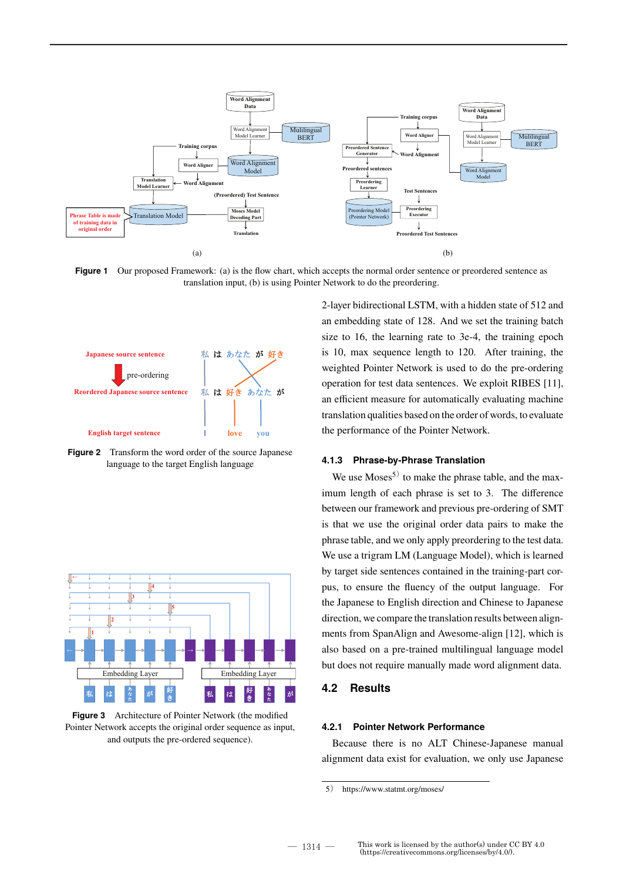Figure 1 Our proposed Framework: (a) is the flow chart, which accepts the normal order sentence or preordered sentence as translation input, (b) is using Pointer Network to do the preordering.

Figure 2 Transform the word order of the source Japanese language to the target English language

Figure 3 Architecture of Pointer Network (the modified Pointer Network accepts the original order sequence as input, and outputs the pre-ordered sequence).

2-layer bidirectional LSTM, with a hidden state of 512 and an embedding state of 128. And we set the training batch size to 16, the learning rate to 3e-4, the training epoch is 10, max sequence length to 120. After training, the weighted Pointer Network is used to do the pre-ordering operation for test data sentences. We exploit RIBES [11], an efficient measure for automatically evaluating machine translation qualities based on the order of words, to evaluate the performance of the Pointer Network.

#### 4.1.3 Phrase-by-Phrase Translation

We use Moses[5] to make the phrase table, and the maximum length of each phrase is set to 3. The difference between our framework and previous pre-ordering of SMT is that we use the original order data pairs to make the phrase table, and we only apply preordering to the test data. We use a trigram LM (Language Model), which is learned by target side sentences contained in the training-part corpus, to ensure the fluency of the output language. For the Japanese to English direction and Chinese to Japanese direction, we compare the translation results between alignments from SpanAlign and Awesome-align [12], which is also based on a pre-trained multilingual language model but does not require manually made word alignment data.

### 4.2 Results

#### 4.2.1 Pointer Network Performance

Because there is no ALT Chinese-Japanese manual alignment data exist for evaluation, we only use Japanese

5) https://www.statmt.org/moses/

This work is licensed by the author(s) under CC BY 4.0 (https://creativecommons.org/licenses/by/4.0/).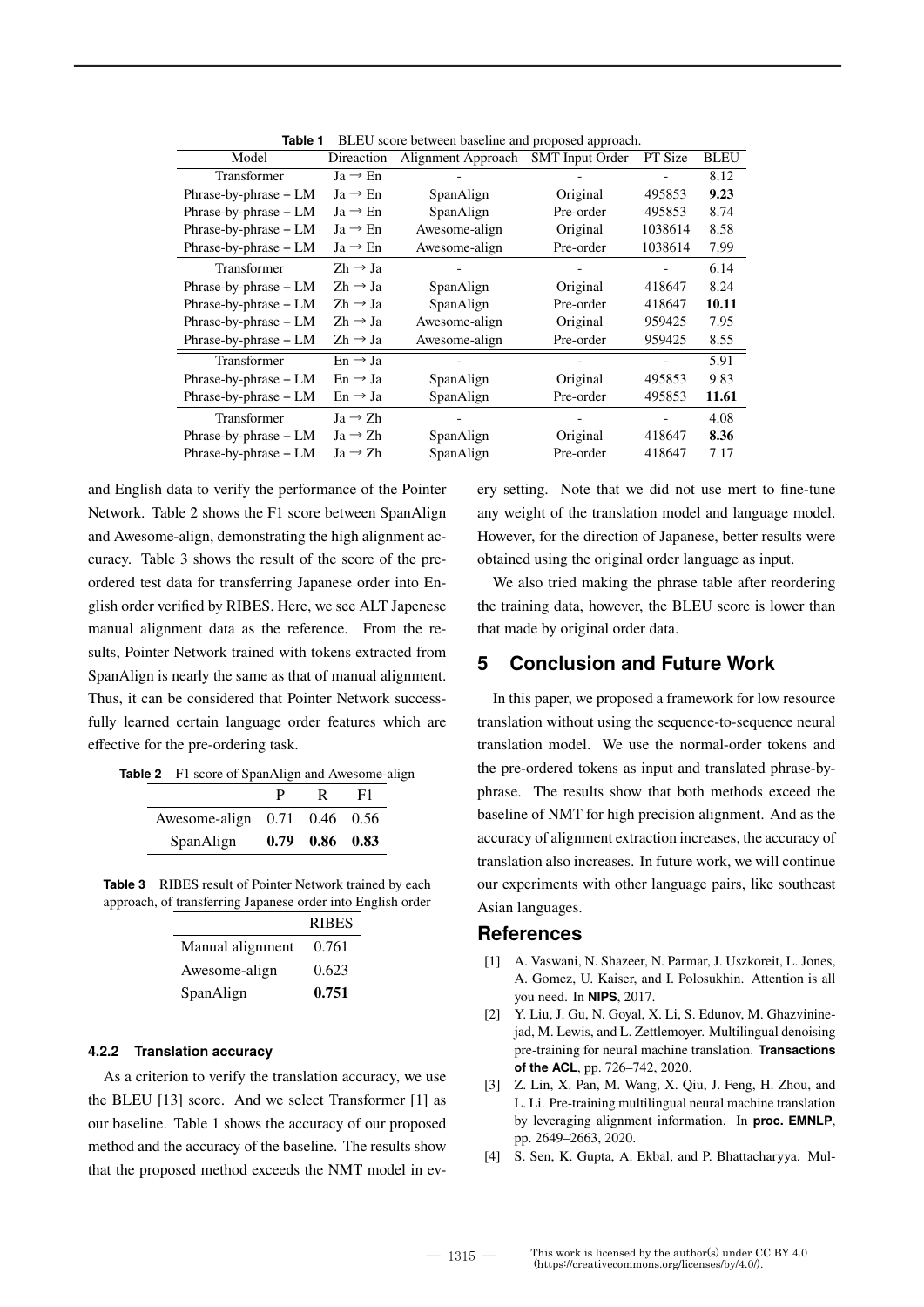**Table 1** BLEU score between baseline and proposed approach.

| Model | Direaction | Alignment Approach | SMT Input Order | PT Size | BLEU |
|---|---|---|---|---|---|
| Transformer | Ja → En | - | - | - | 8.12 |
| Phrase-by-phrase + LM | Ja → En | SpanAlign | Original | 495853 | **9.23** |
| Phrase-by-phrase + LM | Ja → En | SpanAlign | Pre-order | 495853 | 8.74 |
| Phrase-by-phrase + LM | Ja → En | Awesome-align | Original | 1038614 | 8.58 |
| Phrase-by-phrase + LM | Ja → En | Awesome-align | Pre-order | 1038614 | 7.99 |
| Transformer | Zh → Ja | - | - | - | 6.14 |
| Phrase-by-phrase + LM | Zh → Ja | SpanAlign | Original | 418647 | 8.24 |
| Phrase-by-phrase + LM | Zh → Ja | SpanAlign | Pre-order | 418647 | **10.11** |
| Phrase-by-phrase + LM | Zh → Ja | Awesome-align | Original | 959425 | 7.95 |
| Phrase-by-phrase + LM | Zh → Ja | Awesome-align | Pre-order | 959425 | 8.55 |
| Transformer | En → Ja | - | - | - | 5.91 |
| Phrase-by-phrase + LM | En → Ja | SpanAlign | Original | 495853 | 9.83 |
| Phrase-by-phrase + LM | En → Ja | SpanAlign | Pre-order | 495853 | **11.61** |
| Transformer | Ja → Zh | - | - | - | 4.08 |
| Phrase-by-phrase + LM | Ja → Zh | SpanAlign | Original | 418647 | **8.36** |
| Phrase-by-phrase + LM | Ja → Zh | SpanAlign | Pre-order | 418647 | 7.17 |

and English data to verify the performance of the Pointer Network. Table 2 shows the F1 score between SpanAlign and Awesome-align, demonstrating the high alignment accuracy. Table 3 shows the result of the score of the pre-ordered test data for transferring Japanese order into English order verified by RIBES. Here, we see ALT Japenese manual alignment data as the reference. From the results, Pointer Network trained with tokens extracted from SpanAlign is nearly the same as that of manual alignment. Thus, it can be considered that Pointer Network successfully learned certain language order features which are effective for the pre-ordering task.

**Table 2** F1 score of SpanAlign and Awesome-align

| | P | R | F1 |
|---|---|---|---|
| Awesome-align | 0.71 | 0.46 | 0.56 |
| SpanAlign | **0.79** | **0.86** | **0.83** |

**Table 3** RIBES result of Pointer Network trained by each approach, of transferring Japanese order into English order

| | RIBES |
|---|---|
| Manual alignment | 0.761 |
| Awesome-align | 0.623 |
| SpanAlign | **0.751** |

#### 4.2.2 Translation accuracy

As a criterion to verify the translation accuracy, we use the BLEU [13] score. And we select Transformer [1] as our baseline. Table 1 shows the accuracy of our proposed method and the accuracy of the baseline. The results show that the proposed method exceeds the NMT model in every setting. Note that we did not use mert to fine-tune any weight of the translation model and language model. However, for the direction of Japanese, better results were obtained using the original order language as input.

We also tried making the phrase table after reordering the training data, however, the BLEU score is lower than that made by original order data.

## 5 Conclusion and Future Work

In this paper, we proposed a framework for low resource translation without using the sequence-to-sequence neural translation model. We use the normal-order tokens and the pre-ordered tokens as input and translated phrase-by-phrase. The results show that both methods exceed the baseline of NMT for high precision alignment. And as the accuracy of alignment extraction increases, the accuracy of translation also increases. In future work, we will continue our experiments with other language pairs, like southeast Asian languages.

## References

[1] A. Vaswani, N. Shazeer, N. Parmar, J. Uszkoreit, L. Jones, A. Gomez, U. Kaiser, and I. Polosukhin. Attention is all you need. In **NIPS**, 2017.

[2] Y. Liu, J. Gu, N. Goyal, X. Li, S. Edunov, M. Ghazvininejad, M. Lewis, and L. Zettlemoyer. Multilingual denoising pre-training for neural machine translation. **Transactions of the ACL**, pp. 726–742, 2020.

[3] Z. Lin, X. Pan, M. Wang, X. Qiu, J. Feng, H. Zhou, and L. Li. Pre-training multilingual neural machine translation by leveraging alignment information. In **proc. EMNLP**, pp. 2649–2663, 2020.

[4] S. Sen, K. Gupta, A. Ekbal, and P. Bhattacharyya. Mul-

This work is licensed by the author(s) under CC BY 4.0 (https://creativecommons.org/licenses/by/4.0/).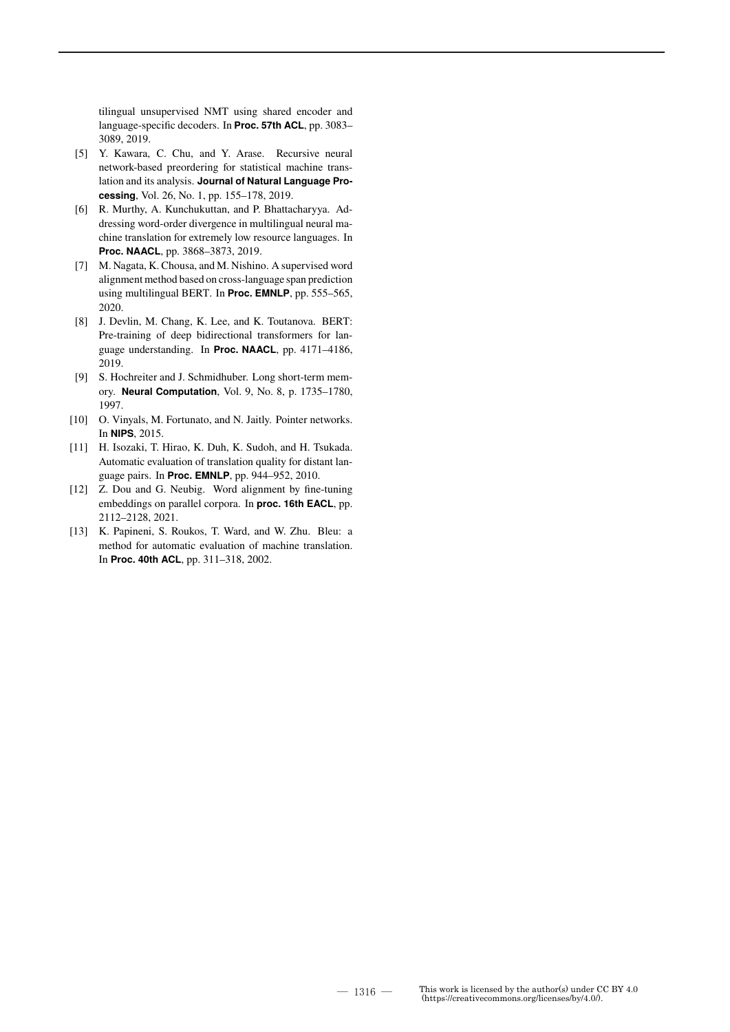tilingual unsupervised NMT using shared encoder and language-specific decoders. In **Proc. 57th ACL**, pp. 3083–3089, 2019.

[5] Y. Kawara, C. Chu, and Y. Arase. Recursive neural network-based preordering for statistical machine translation and its analysis. **Journal of Natural Language Processing**, Vol. 26, No. 1, pp. 155–178, 2019.

[6] R. Murthy, A. Kunchukuttan, and P. Bhattacharyya. Addressing word-order divergence in multilingual neural machine translation for extremely low resource languages. In **Proc. NAACL**, pp. 3868–3873, 2019.

[7] M. Nagata, K. Chousa, and M. Nishino. A supervised word alignment method based on cross-language span prediction using multilingual BERT. In **Proc. EMNLP**, pp. 555–565, 2020.

[8] J. Devlin, M. Chang, K. Lee, and K. Toutanova. BERT: Pre-training of deep bidirectional transformers for language understanding. In **Proc. NAACL**, pp. 4171–4186, 2019.

[9] S. Hochreiter and J. Schmidhuber. Long short-term memory. **Neural Computation**, Vol. 9, No. 8, p. 1735–1780, 1997.

[10] O. Vinyals, M. Fortunato, and N. Jaitly. Pointer networks. In **NIPS**, 2015.

[11] H. Isozaki, T. Hirao, K. Duh, K. Sudoh, and H. Tsukada. Automatic evaluation of translation quality for distant language pairs. In **Proc. EMNLP**, pp. 944–952, 2010.

[12] Z. Dou and G. Neubig. Word alignment by fine-tuning embeddings on parallel corpora. In **proc. 16th EACL**, pp. 2112–2128, 2021.

[13] K. Papineni, S. Roukos, T. Ward, and W. Zhu. Bleu: a method for automatic evaluation of machine translation. In **Proc. 40th ACL**, pp. 311–318, 2002.

This work is licensed by the author(s) under CC BY 4.0 (https://creativecommons.org/licenses/by/4.0/).